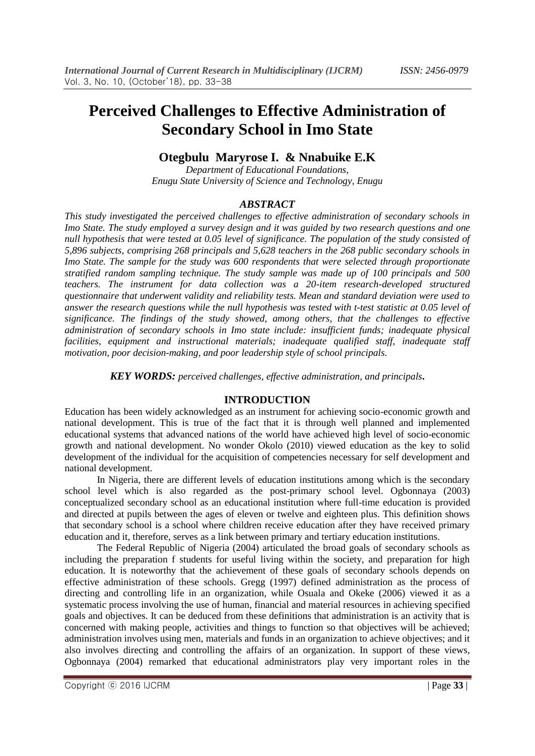# Perceived Challenges to Effective Administration of Secondary School in Imo State

**Otegbulu Maryrose I. & Nnabuike E.K**

*Department of Educational Foundations,*
*Enugu State University of Science and Technology, Enugu*

## *ABSTRACT*

*This study investigated the perceived challenges to effective administration of secondary schools in Imo State. The study employed a survey design and it was guided by two research questions and one null hypothesis that were tested at 0.05 level of significance. The population of the study consisted of 5,896 subjects, comprising 268 principals and 5,628 teachers in the 268 public secondary schools in Imo State. The sample for the study was 600 respondents that were selected through proportionate stratified random sampling technique. The study sample was made up of 100 principals and 500 teachers. The instrument for data collection was a 20-item research-developed structured questionnaire that underwent validity and reliability tests. Mean and standard deviation were used to answer the research questions while the null hypothesis was tested with t-test statistic at 0.05 level of significance. The findings of the study showed, among others, that the challenges to effective administration of secondary schools in Imo state include: insufficient funds; inadequate physical facilities, equipment and instructional materials; inadequate qualified staff, inadequate staff motivation, poor decision-making, and poor leadership style of school principals.*

***KEY WORDS:** perceived challenges, effective administration, and principals.*

## INTRODUCTION

Education has been widely acknowledged as an instrument for achieving socio-economic growth and national development. This is true of the fact that it is through well planned and implemented educational systems that advanced nations of the world have achieved high level of socio-economic growth and national development. No wonder Okolo (2010) viewed education as the key to solid development of the individual for the acquisition of competencies necessary for self development and national development.

In Nigeria, there are different levels of education institutions among which is the secondary school level which is also regarded as the post-primary school level. Ogbonnaya (2003) conceptualized secondary school as an educational institution where full-time education is provided and directed at pupils between the ages of eleven or twelve and eighteen plus. This definition shows that secondary school is a school where children receive education after they have received primary education and it, therefore, serves as a link between primary and tertiary education institutions.

The Federal Republic of Nigeria (2004) articulated the broad goals of secondary schools as including the preparation f students for useful living within the society, and preparation for high education. It is noteworthy that the achievement of these goals of secondary schools depends on effective administration of these schools. Gregg (1997) defined administration as the process of directing and controlling life in an organization, while Osuala and Okeke (2006) viewed it as a systematic process involving the use of human, financial and material resources in achieving specified goals and objectives. It can be deduced from these definitions that administration is an activity that is concerned with making people, activities and things to function so that objectives will be achieved; administration involves using men, materials and funds in an organization to achieve objectives; and it also involves directing and controlling the affairs of an organization. In support of these views, Ogbonnaya (2004) remarked that educational administrators play very important roles in the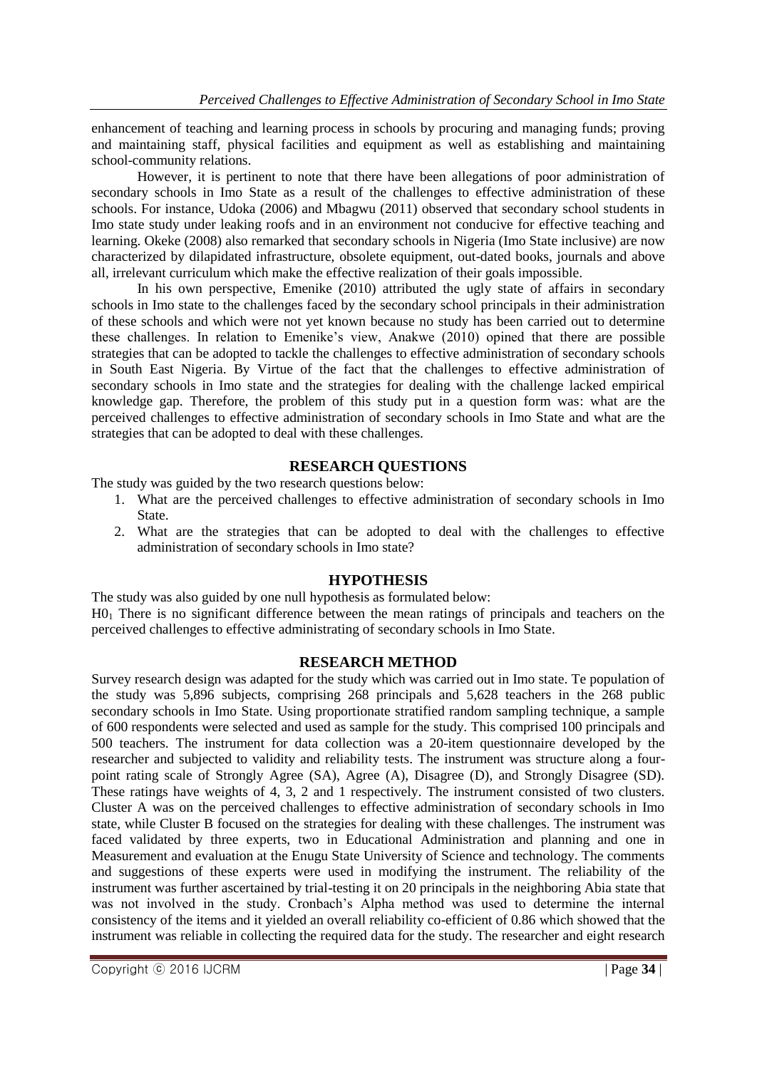enhancement of teaching and learning process in schools by procuring and managing funds; proving and maintaining staff, physical facilities and equipment as well as establishing and maintaining school-community relations.

However, it is pertinent to note that there have been allegations of poor administration of secondary schools in Imo State as a result of the challenges to effective administration of these schools. For instance, Udoka (2006) and Mbagwu (2011) observed that secondary school students in Imo state study under leaking roofs and in an environment not conducive for effective teaching and learning. Okeke (2008) also remarked that secondary schools in Nigeria (Imo State inclusive) are now characterized by dilapidated infrastructure, obsolete equipment, out-dated books, journals and above all, irrelevant curriculum which make the effective realization of their goals impossible.

In his own perspective, Emenike (2010) attributed the ugly state of affairs in secondary schools in Imo state to the challenges faced by the secondary school principals in their administration of these schools and which were not yet known because no study has been carried out to determine these challenges. In relation to Emenike's view, Anakwe (2010) opined that there are possible strategies that can be adopted to tackle the challenges to effective administration of secondary schools in South East Nigeria. By Virtue of the fact that the challenges to effective administration of secondary schools in Imo state and the strategies for dealing with the challenge lacked empirical knowledge gap. Therefore, the problem of this study put in a question form was: what are the perceived challenges to effective administration of secondary schools in Imo State and what are the strategies that can be adopted to deal with these challenges.

## RESEARCH QUESTIONS

The study was guided by the two research questions below:

1. What are the perceived challenges to effective administration of secondary schools in Imo State.
2. What are the strategies that can be adopted to deal with the challenges to effective administration of secondary schools in Imo state?

## HYPOTHESIS

The study was also guided by one null hypothesis as formulated below:

$H0_1$ There is no significant difference between the mean ratings of principals and teachers on the perceived challenges to effective administrating of secondary schools in Imo State.

## RESEARCH METHOD

Survey research design was adapted for the study which was carried out in Imo state. Te population of the study was 5,896 subjects, comprising 268 principals and 5,628 teachers in the 268 public secondary schools in Imo State. Using proportionate stratified random sampling technique, a sample of 600 respondents were selected and used as sample for the study. This comprised 100 principals and 500 teachers. The instrument for data collection was a 20-item questionnaire developed by the researcher and subjected to validity and reliability tests. The instrument was structure along a four-point rating scale of Strongly Agree (SA), Agree (A), Disagree (D), and Strongly Disagree (SD). These ratings have weights of 4, 3, 2 and 1 respectively. The instrument consisted of two clusters. Cluster A was on the perceived challenges to effective administration of secondary schools in Imo state, while Cluster B focused on the strategies for dealing with these challenges. The instrument was faced validated by three experts, two in Educational Administration and planning and one in Measurement and evaluation at the Enugu State University of Science and technology. The comments and suggestions of these experts were used in modifying the instrument. The reliability of the instrument was further ascertained by trial-testing it on 20 principals in the neighboring Abia state that was not involved in the study. Cronbach's Alpha method was used to determine the internal consistency of the items and it yielded an overall reliability co-efficient of 0.86 which showed that the instrument was reliable in collecting the required data for the study. The researcher and eight research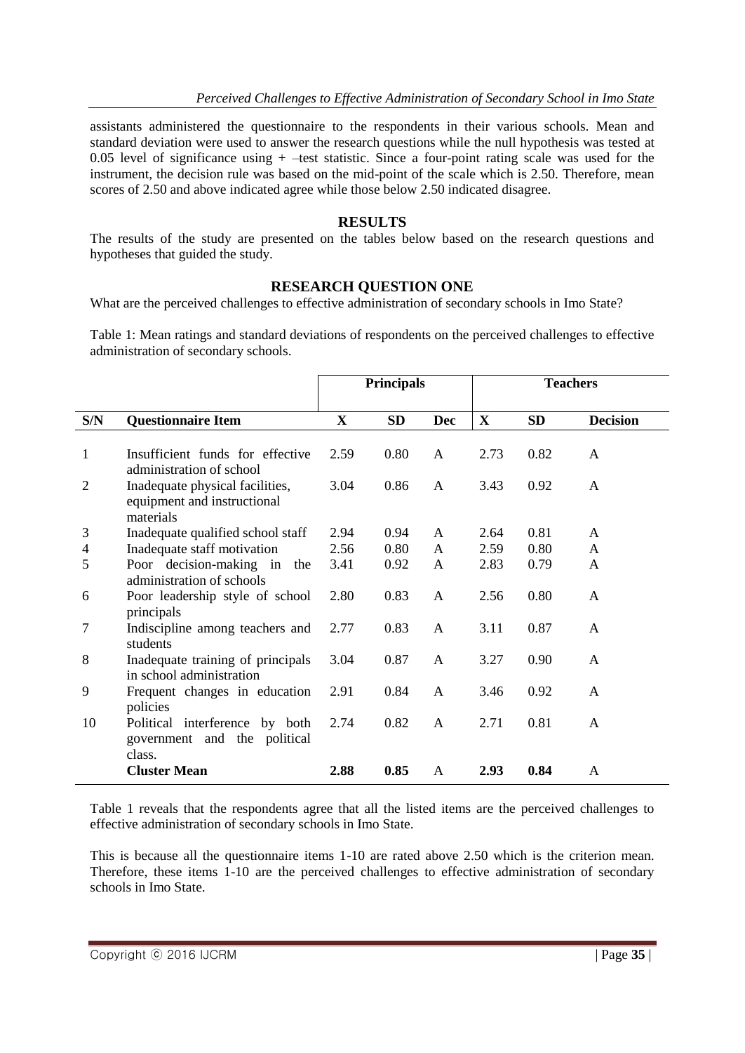assistants administered the questionnaire to the respondents in their various schools. Mean and standard deviation were used to answer the research questions while the null hypothesis was tested at 0.05 level of significance using + –test statistic. Since a four-point rating scale was used for the instrument, the decision rule was based on the mid-point of the scale which is 2.50. Therefore, mean scores of 2.50 and above indicated agree while those below 2.50 indicated disagree.

## RESULTS

The results of the study are presented on the tables below based on the research questions and hypotheses that guided the study.

## RESEARCH QUESTION ONE

What are the perceived challenges to effective administration of secondary schools in Imo State?

Table 1: Mean ratings and standard deviations of respondents on the perceived challenges to effective administration of secondary schools.

| | | Principals | | | Teachers | | |
|---|---|---|---|---|---|---|---|
| **S/N** | **Questionnaire Item** | **X** | **SD** | **Dec** | **X** | **SD** | **Decision** |
| 1 | Insufficient funds for effective administration of school | 2.59 | 0.80 | A | 2.73 | 0.82 | A |
| 2 | Inadequate physical facilities, equipment and instructional materials | 3.04 | 0.86 | A | 3.43 | 0.92 | A |
| 3 | Inadequate qualified school staff | 2.94 | 0.94 | A | 2.64 | 0.81 | A |
| 4 | Inadequate staff motivation | 2.56 | 0.80 | A | 2.59 | 0.80 | A |
| 5 | Poor decision-making in the administration of schools | 3.41 | 0.92 | A | 2.83 | 0.79 | A |
| 6 | Poor leadership style of school principals | 2.80 | 0.83 | A | 2.56 | 0.80 | A |
| 7 | Indiscipline among teachers and students | 2.77 | 0.83 | A | 3.11 | 0.87 | A |
| 8 | Inadequate training of principals in school administration | 3.04 | 0.87 | A | 3.27 | 0.90 | A |
| 9 | Frequent changes in education policies | 2.91 | 0.84 | A | 3.46 | 0.92 | A |
| 10 | Political interference by both government and the political class. | 2.74 | 0.82 | A | 2.71 | 0.81 | A |
| | **Cluster Mean** | **2.88** | **0.85** | A | **2.93** | **0.84** | A |

Table 1 reveals that the respondents agree that all the listed items are the perceived challenges to effective administration of secondary schools in Imo State.

This is because all the questionnaire items 1-10 are rated above 2.50 which is the criterion mean. Therefore, these items 1-10 are the perceived challenges to effective administration of secondary schools in Imo State.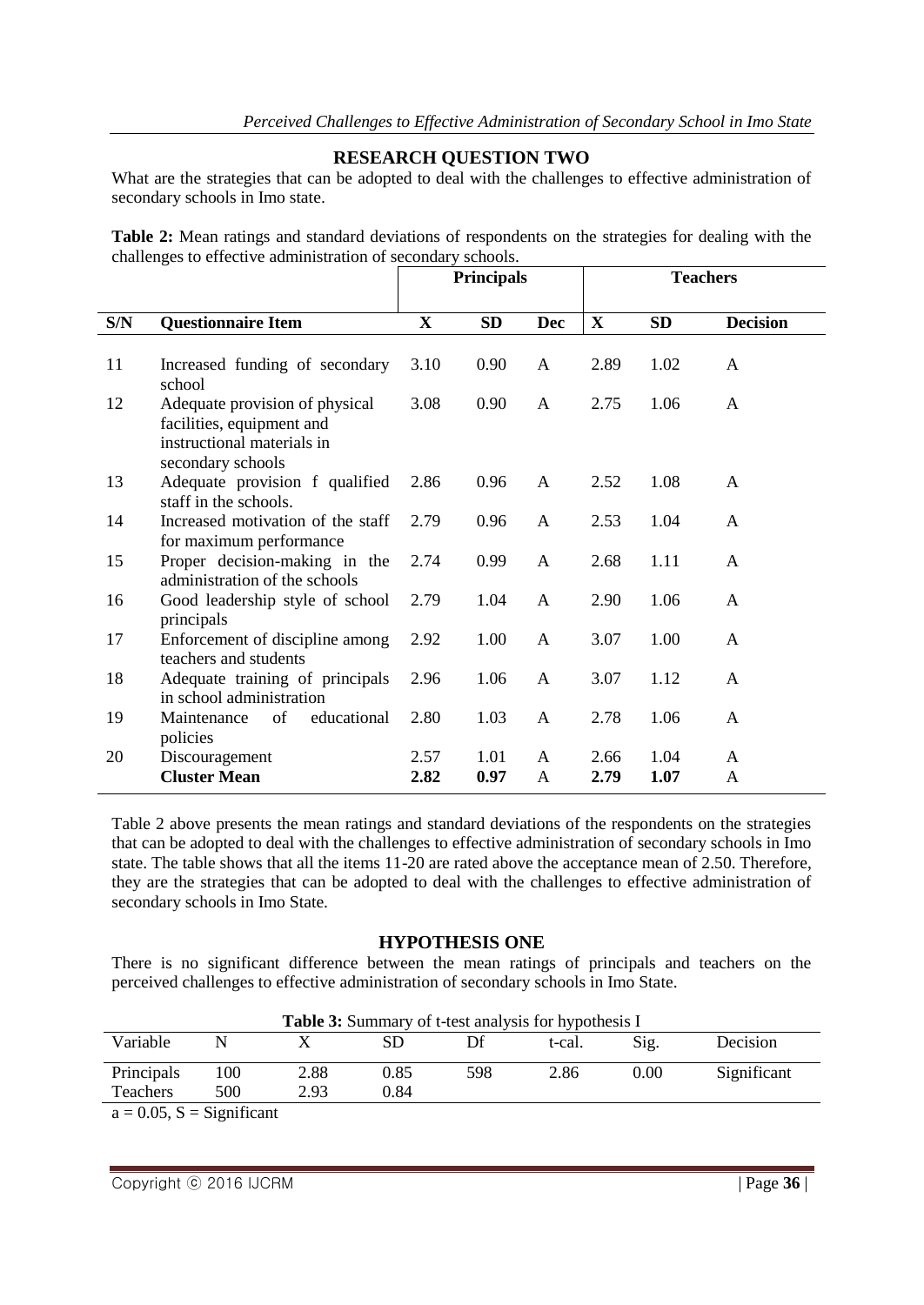### RESEARCH QUESTION TWO

What are the strategies that can be adopted to deal with the challenges to effective administration of secondary schools in Imo state.

**Table 2:** Mean ratings and standard deviations of respondents on the strategies for dealing with the challenges to effective administration of secondary schools.

| | | Principals | | | Teachers | | |
|---|---|---|---|---|---|---|---|
| **S/N** | **Questionnaire Item** | **X** | **SD** | **Dec** | **X** | **SD** | **Decision** |
| 11 | Increased funding of secondary school | 3.10 | 0.90 | A | 2.89 | 1.02 | A |
| 12 | Adequate provision of physical facilities, equipment and instructional materials in secondary schools | 3.08 | 0.90 | A | 2.75 | 1.06 | A |
| 13 | Adequate provision f qualified staff in the schools. | 2.86 | 0.96 | A | 2.52 | 1.08 | A |
| 14 | Increased motivation of the staff for maximum performance | 2.79 | 0.96 | A | 2.53 | 1.04 | A |
| 15 | Proper decision-making in the administration of the schools | 2.74 | 0.99 | A | 2.68 | 1.11 | A |
| 16 | Good leadership style of school principals | 2.79 | 1.04 | A | 2.90 | 1.06 | A |
| 17 | Enforcement of discipline among teachers and students | 2.92 | 1.00 | A | 3.07 | 1.00 | A |
| 18 | Adequate training of principals in school administration | 2.96 | 1.06 | A | 3.07 | 1.12 | A |
| 19 | Maintenance of educational policies | 2.80 | 1.03 | A | 2.78 | 1.06 | A |
| 20 | Discouragement | 2.57 | 1.01 | A | 2.66 | 1.04 | A |
| | **Cluster Mean** | **2.82** | **0.97** | A | **2.79** | **1.07** | A |

Table 2 above presents the mean ratings and standard deviations of the respondents on the strategies that can be adopted to deal with the challenges to effective administration of secondary schools in Imo state. The table shows that all the items 11-20 are rated above the acceptance mean of 2.50. Therefore, they are the strategies that can be adopted to deal with the challenges to effective administration of secondary schools in Imo State.

### HYPOTHESIS ONE

There is no significant difference between the mean ratings of principals and teachers on the perceived challenges to effective administration of secondary schools in Imo State.

**Table 3:** Summary of t-test analysis for hypothesis I

| Variable | N | X | SD | Df | t-cal. | Sig. | Decision |
|---|---|---|---|---|---|---|---|
| Principals | 100 | 2.88 | 0.85 | 598 | 2.86 | 0.00 | Significant |
| Teachers | 500 | 2.93 | 0.84 | | | | |

a = 0.05, S = Significant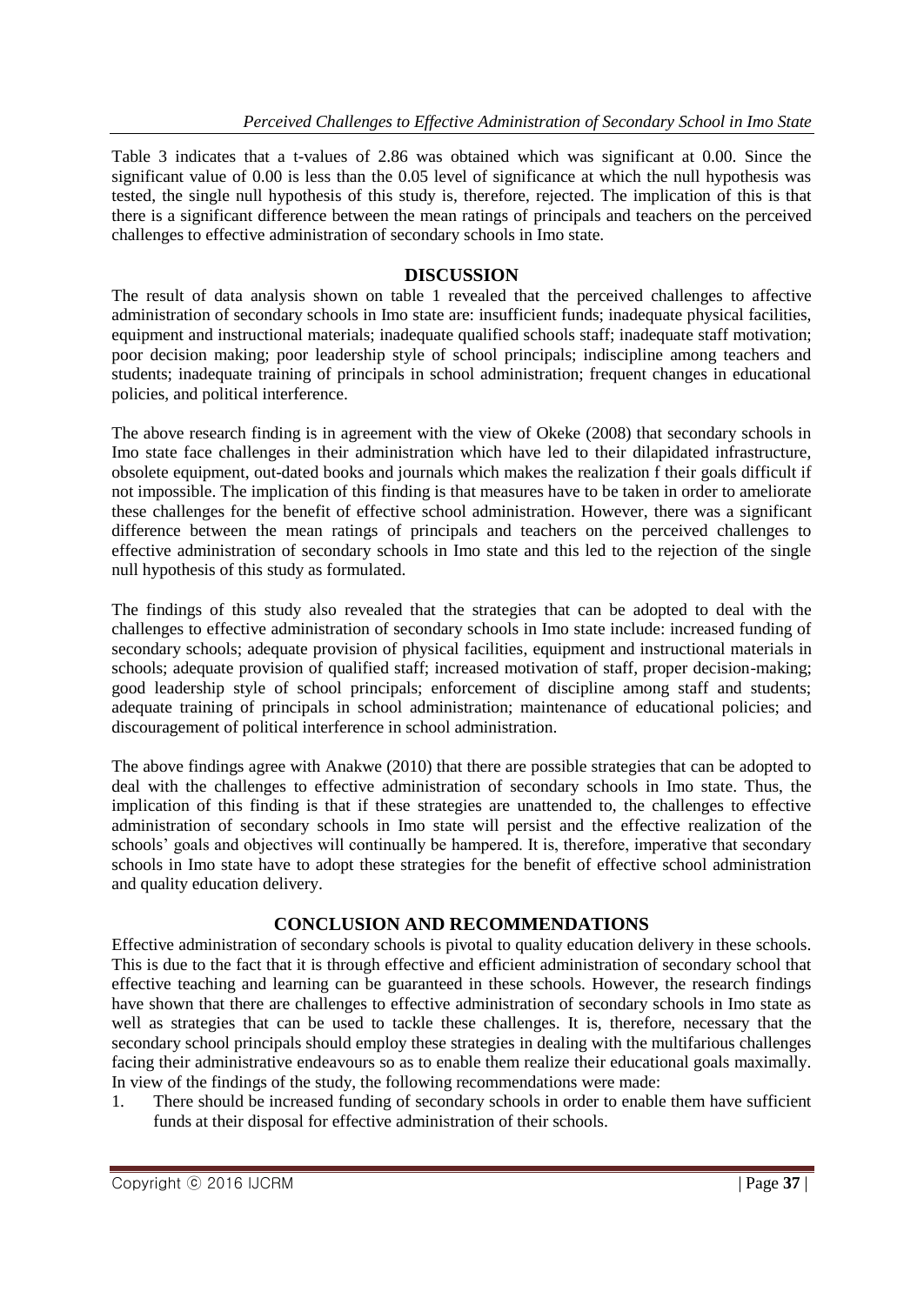Table 3 indicates that a t-values of 2.86 was obtained which was significant at 0.00. Since the significant value of 0.00 is less than the 0.05 level of significance at which the null hypothesis was tested, the single null hypothesis of this study is, therefore, rejected. The implication of this is that there is a significant difference between the mean ratings of principals and teachers on the perceived challenges to effective administration of secondary schools in Imo state.

## DISCUSSION

The result of data analysis shown on table 1 revealed that the perceived challenges to affective administration of secondary schools in Imo state are: insufficient funds; inadequate physical facilities, equipment and instructional materials; inadequate qualified schools staff; inadequate staff motivation; poor decision making; poor leadership style of school principals; indiscipline among teachers and students; inadequate training of principals in school administration; frequent changes in educational policies, and political interference.

The above research finding is in agreement with the view of Okeke (2008) that secondary schools in Imo state face challenges in their administration which have led to their dilapidated infrastructure, obsolete equipment, out-dated books and journals which makes the realization f their goals difficult if not impossible. The implication of this finding is that measures have to be taken in order to ameliorate these challenges for the benefit of effective school administration. However, there was a significant difference between the mean ratings of principals and teachers on the perceived challenges to effective administration of secondary schools in Imo state and this led to the rejection of the single null hypothesis of this study as formulated.

The findings of this study also revealed that the strategies that can be adopted to deal with the challenges to effective administration of secondary schools in Imo state include: increased funding of secondary schools; adequate provision of physical facilities, equipment and instructional materials in schools; adequate provision of qualified staff; increased motivation of staff, proper decision-making; good leadership style of school principals; enforcement of discipline among staff and students; adequate training of principals in school administration; maintenance of educational policies; and discouragement of political interference in school administration.

The above findings agree with Anakwe (2010) that there are possible strategies that can be adopted to deal with the challenges to effective administration of secondary schools in Imo state. Thus, the implication of this finding is that if these strategies are unattended to, the challenges to effective administration of secondary schools in Imo state will persist and the effective realization of the schools' goals and objectives will continually be hampered. It is, therefore, imperative that secondary schools in Imo state have to adopt these strategies for the benefit of effective school administration and quality education delivery.

## CONCLUSION AND RECOMMENDATIONS

Effective administration of secondary schools is pivotal to quality education delivery in these schools. This is due to the fact that it is through effective and efficient administration of secondary school that effective teaching and learning can be guaranteed in these schools. However, the research findings have shown that there are challenges to effective administration of secondary schools in Imo state as well as strategies that can be used to tackle these challenges. It is, therefore, necessary that the secondary school principals should employ these strategies in dealing with the multifarious challenges facing their administrative endeavours so as to enable them realize their educational goals maximally. In view of the findings of the study, the following recommendations were made:

1. There should be increased funding of secondary schools in order to enable them have sufficient funds at their disposal for effective administration of their schools.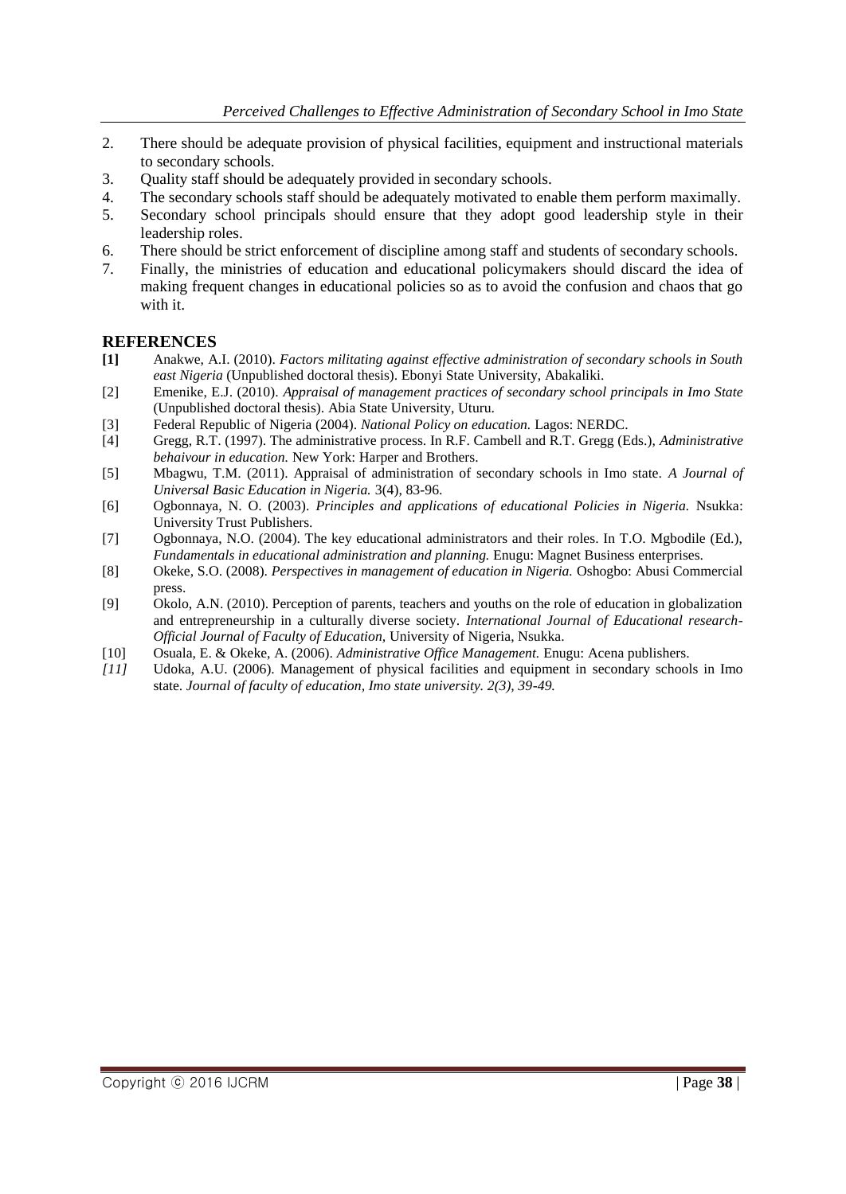2. There should be adequate provision of physical facilities, equipment and instructional materials to secondary schools.
3. Quality staff should be adequately provided in secondary schools.
4. The secondary schools staff should be adequately motivated to enable them perform maximally.
5. Secondary school principals should ensure that they adopt good leadership style in their leadership roles.
6. There should be strict enforcement of discipline among staff and students of secondary schools.
7. Finally, the ministries of education and educational policymakers should discard the idea of making frequent changes in educational policies so as to avoid the confusion and chaos that go with it.

## REFERENCES

**[1]** Anakwe, A.I. (2010). *Factors militating against effective administration of secondary schools in South east Nigeria* (Unpublished doctoral thesis). Ebonyi State University, Abakaliki.

[2] Emenike, E.J. (2010). *Appraisal of management practices of secondary school principals in Imo State* (Unpublished doctoral thesis). Abia State University, Uturu.

[3] Federal Republic of Nigeria (2004). *National Policy on education.* Lagos: NERDC.

[4] Gregg, R.T. (1997). The administrative process. In R.F. Cambell and R.T. Gregg (Eds.), *Administrative behaivour in education.* New York: Harper and Brothers.

[5] Mbagwu, T.M. (2011). Appraisal of administration of secondary schools in Imo state. *A Journal of Universal Basic Education in Nigeria.* 3(4), 83-96.

[6] Ogbonnaya, N. O. (2003). *Principles and applications of educational Policies in Nigeria.* Nsukka: University Trust Publishers.

[7] Ogbonnaya, N.O. (2004). The key educational administrators and their roles. In T.O. Mgbodile (Ed.), *Fundamentals in educational administration and planning.* Enugu: Magnet Business enterprises.

[8] Okeke, S.O. (2008). *Perspectives in management of education in Nigeria.* Oshogbo: Abusi Commercial press.

[9] Okolo, A.N. (2010). Perception of parents, teachers and youths on the role of education in globalization and entrepreneurship in a culturally diverse society. *International Journal of Educational research-Official Journal of Faculty of Education,* University of Nigeria, Nsukka.

[10] Osuala, E. & Okeke, A. (2006). *Administrative Office Management.* Enugu: Acena publishers.

*[11]* Udoka, A.U. (2006). Management of physical facilities and equipment in secondary schools in Imo state. *Journal of faculty of education, Imo state university. 2(3), 39-49.*